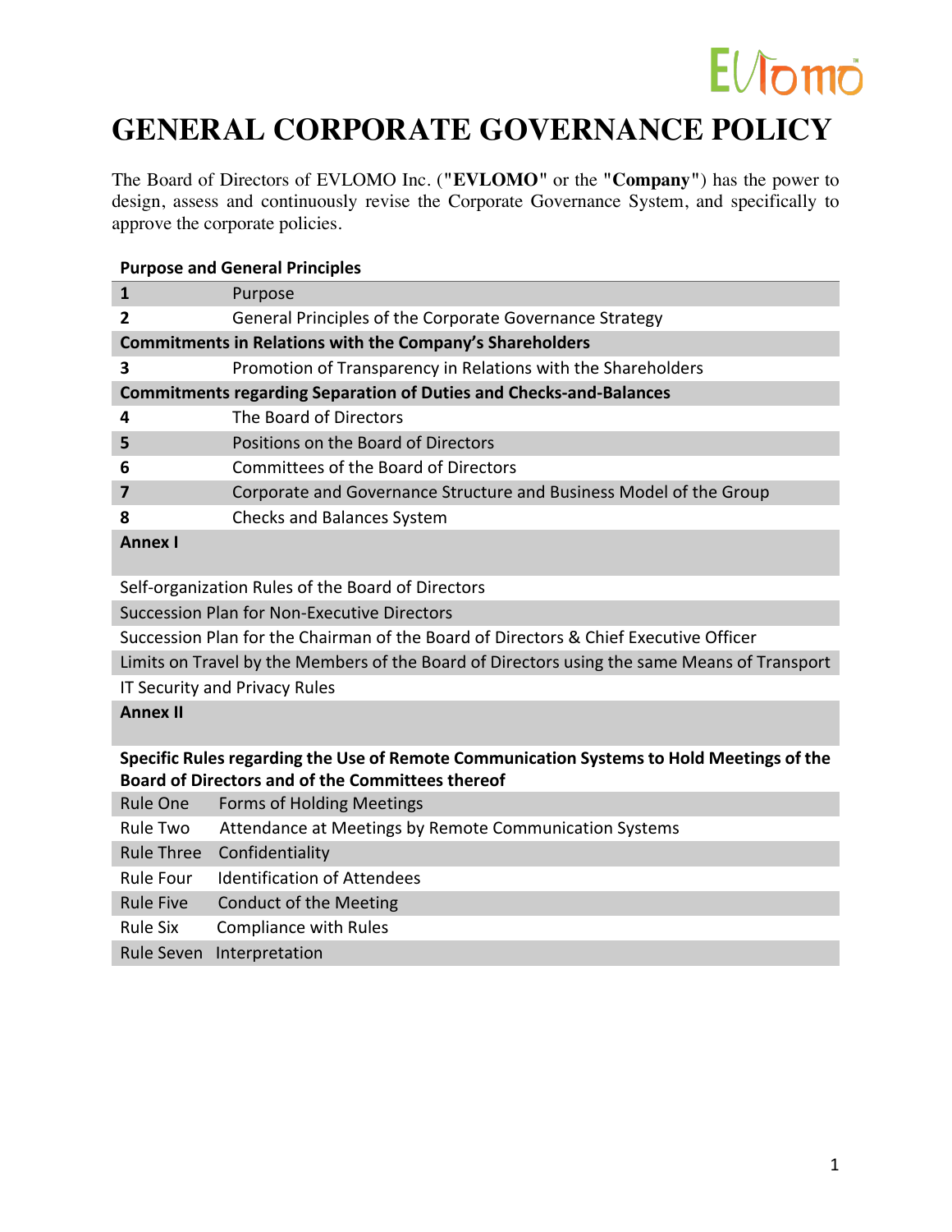# GENERAL CORPORATE GOVERNANCE POLICY

The Board of Directors of EVLOMO Inc. ("**EVLOMO**" or the "**Company**") has the power to design, assess and continuously revise the Corporate Governance System, and specifically to approve the corporate policies.

| **Purpose and General Principles** | |
|---|---|
| **1** | Purpose |
| **2** | General Principles of the Corporate Governance Strategy |
| **Commitments in Relations with the Company's Shareholders** | |
| **3** | Promotion of Transparency in Relations with the Shareholders |
| **Commitments regarding Separation of Duties and Checks-and-Balances** | |
| **4** | The Board of Directors |
| **5** | Positions on the Board of Directors |
| **6** | Committees of the Board of Directors |
| **7** | Corporate and Governance Structure and Business Model of the Group |
| **8** | Checks and Balances System |
| **Annex I** | |
| Self-organization Rules of the Board of Directors | |
| Succession Plan for Non-Executive Directors | |
| Succession Plan for the Chairman of the Board of Directors & Chief Executive Officer | |
| Limits on Travel by the Members of the Board of Directors using the same Means of Transport | |
| IT Security and Privacy Rules | |
| **Annex II** | |
| **Specific Rules regarding the Use of Remote Communication Systems to Hold Meetings of the Board of Directors and of the Committees thereof** | |
| Rule One | Forms of Holding Meetings |
| Rule Two | Attendance at Meetings by Remote Communication Systems |
| Rule Three | Confidentiality |
| Rule Four | Identification of Attendees |
| Rule Five | Conduct of the Meeting |
| Rule Six | Compliance with Rules |
| Rule Seven | Interpretation |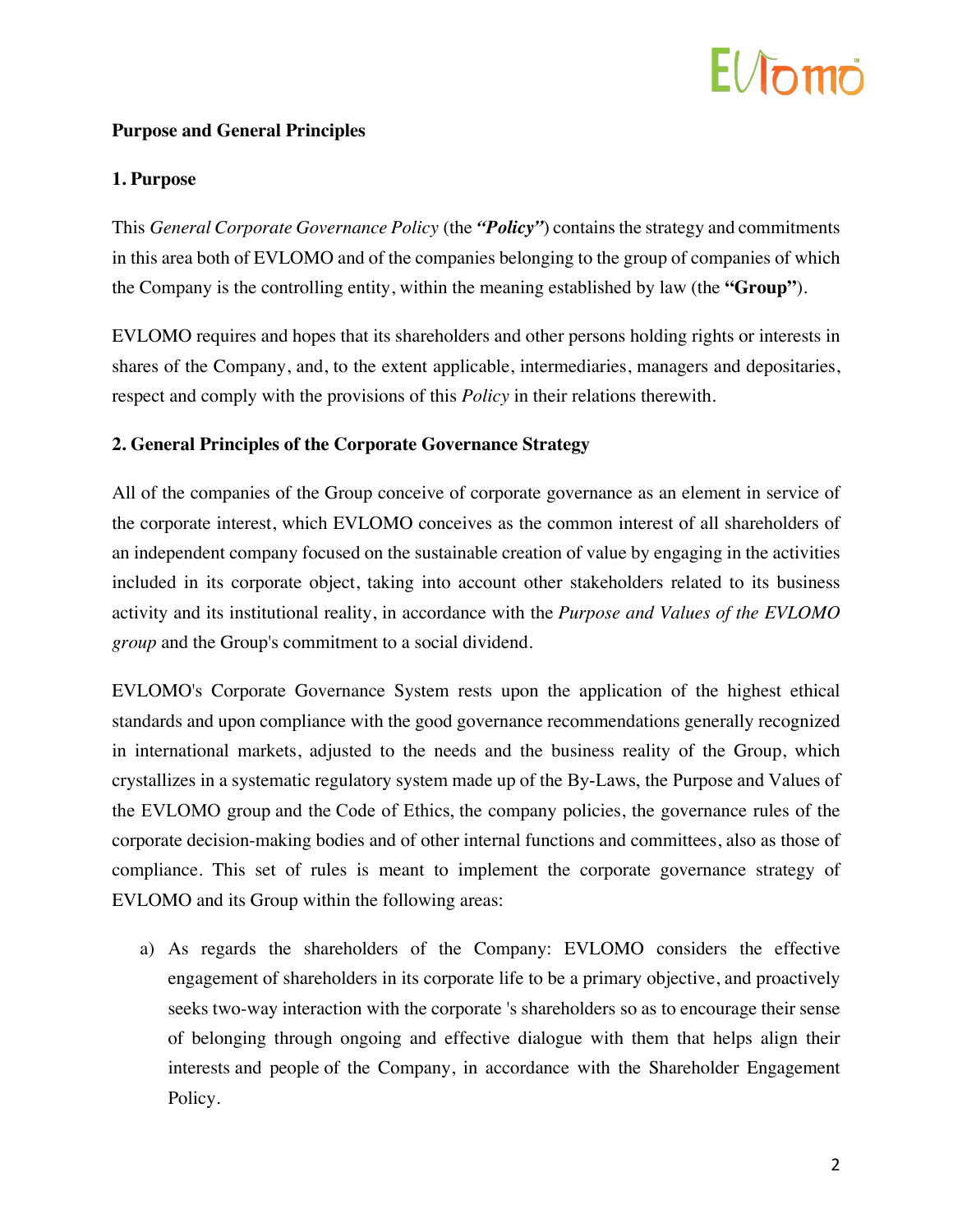**Purpose and General Principles**

**1. Purpose**

This *General Corporate Governance Policy* (the ***"Policy"***) contains the strategy and commitments in this area both of EVLOMO and of the companies belonging to the group of companies of which the Company is the controlling entity, within the meaning established by law (the **"Group"**).

EVLOMO requires and hopes that its shareholders and other persons holding rights or interests in shares of the Company, and, to the extent applicable, intermediaries, managers and depositaries, respect and comply with the provisions of this *Policy* in their relations therewith.

**2. General Principles of the Corporate Governance Strategy**

All of the companies of the Group conceive of corporate governance as an element in service of the corporate interest, which EVLOMO conceives as the common interest of all shareholders of an independent company focused on the sustainable creation of value by engaging in the activities included in its corporate object, taking into account other stakeholders related to its business activity and its institutional reality, in accordance with the *Purpose and Values of the EVLOMO group* and the Group's commitment to a social dividend.

EVLOMO's Corporate Governance System rests upon the application of the highest ethical standards and upon compliance with the good governance recommendations generally recognized in international markets, adjusted to the needs and the business reality of the Group, which crystallizes in a systematic regulatory system made up of the By-Laws, the Purpose and Values of the EVLOMO group and the Code of Ethics, the company policies, the governance rules of the corporate decision-making bodies and of other internal functions and committees, also as those of compliance. This set of rules is meant to implement the corporate governance strategy of EVLOMO and its Group within the following areas:

a) As regards the shareholders of the Company: EVLOMO considers the effective engagement of shareholders in its corporate life to be a primary objective, and proactively seeks two-way interaction with the corporate 's shareholders so as to encourage their sense of belonging through ongoing and effective dialogue with them that helps align their interests and people of the Company, in accordance with the Shareholder Engagement Policy.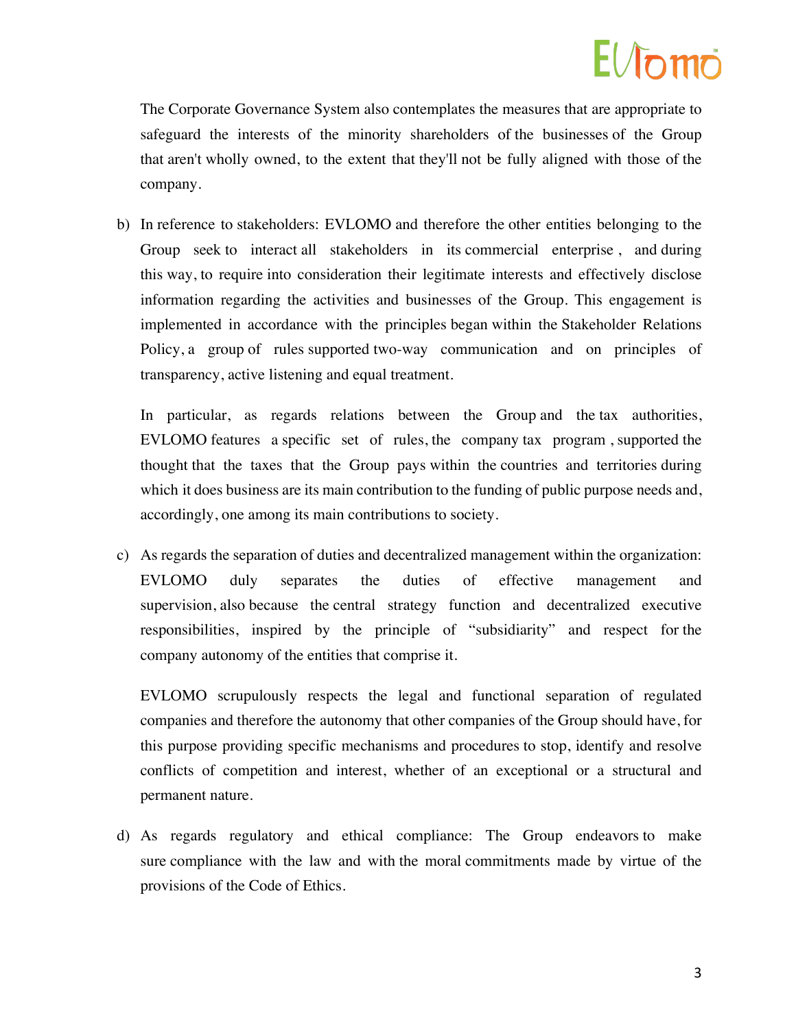The Corporate Governance System also contemplates the measures that are appropriate to safeguard the interests of the minority shareholders of the businesses of the Group that aren't wholly owned, to the extent that they'll not be fully aligned with those of the company.

b) In reference to stakeholders: EVLOMO and therefore the other entities belonging to the Group seek to interact all stakeholders in its commercial enterprise , and during this way, to require into consideration their legitimate interests and effectively disclose information regarding the activities and businesses of the Group. This engagement is implemented in accordance with the principles began within the Stakeholder Relations Policy, a group of rules supported two-way communication and on principles of transparency, active listening and equal treatment.

   In particular, as regards relations between the Group and the tax authorities, EVLOMO features a specific set of rules, the company tax program , supported the thought that the taxes that the Group pays within the countries and territories during which it does business are its main contribution to the funding of public purpose needs and, accordingly, one among its main contributions to society.

c) As regards the separation of duties and decentralized management within the organization: EVLOMO duly separates the duties of effective management and supervision, also because the central strategy function and decentralized executive responsibilities, inspired by the principle of "subsidiarity" and respect for the company autonomy of the entities that comprise it.

   EVLOMO scrupulously respects the legal and functional separation of regulated companies and therefore the autonomy that other companies of the Group should have, for this purpose providing specific mechanisms and procedures to stop, identify and resolve conflicts of competition and interest, whether of an exceptional or a structural and permanent nature.

d) As regards regulatory and ethical compliance: The Group endeavors to make sure compliance with the law and with the moral commitments made by virtue of the provisions of the Code of Ethics.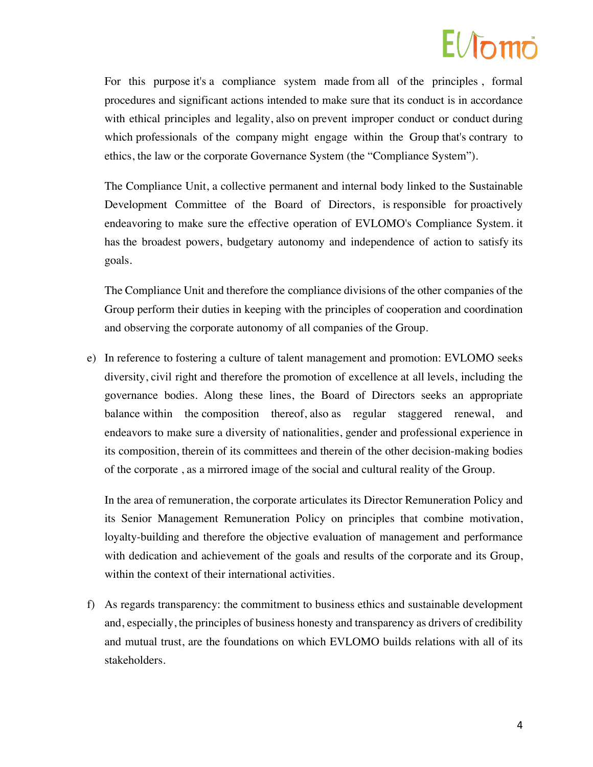For this purpose it's a compliance system made from all of the principles , formal procedures and significant actions intended to make sure that its conduct is in accordance with ethical principles and legality, also on prevent improper conduct or conduct during which professionals of the company might engage within the Group that's contrary to ethics, the law or the corporate Governance System (the "Compliance System").

The Compliance Unit, a collective permanent and internal body linked to the Sustainable Development Committee of the Board of Directors, is responsible for proactively endeavoring to make sure the effective operation of EVLOMO's Compliance System. it has the broadest powers, budgetary autonomy and independence of action to satisfy its goals.

The Compliance Unit and therefore the compliance divisions of the other companies of the Group perform their duties in keeping with the principles of cooperation and coordination and observing the corporate autonomy of all companies of the Group.

e) In reference to fostering a culture of talent management and promotion: EVLOMO seeks diversity, civil right and therefore the promotion of excellence at all levels, including the governance bodies. Along these lines, the Board of Directors seeks an appropriate balance within the composition thereof, also as regular staggered renewal, and endeavors to make sure a diversity of nationalities, gender and professional experience in its composition, therein of its committees and therein of the other decision-making bodies of the corporate , as a mirrored image of the social and cultural reality of the Group.

   In the area of remuneration, the corporate articulates its Director Remuneration Policy and its Senior Management Remuneration Policy on principles that combine motivation, loyalty-building and therefore the objective evaluation of management and performance with dedication and achievement of the goals and results of the corporate and its Group, within the context of their international activities.

f) As regards transparency: the commitment to business ethics and sustainable development and, especially, the principles of business honesty and transparency as drivers of credibility and mutual trust, are the foundations on which EVLOMO builds relations with all of its stakeholders.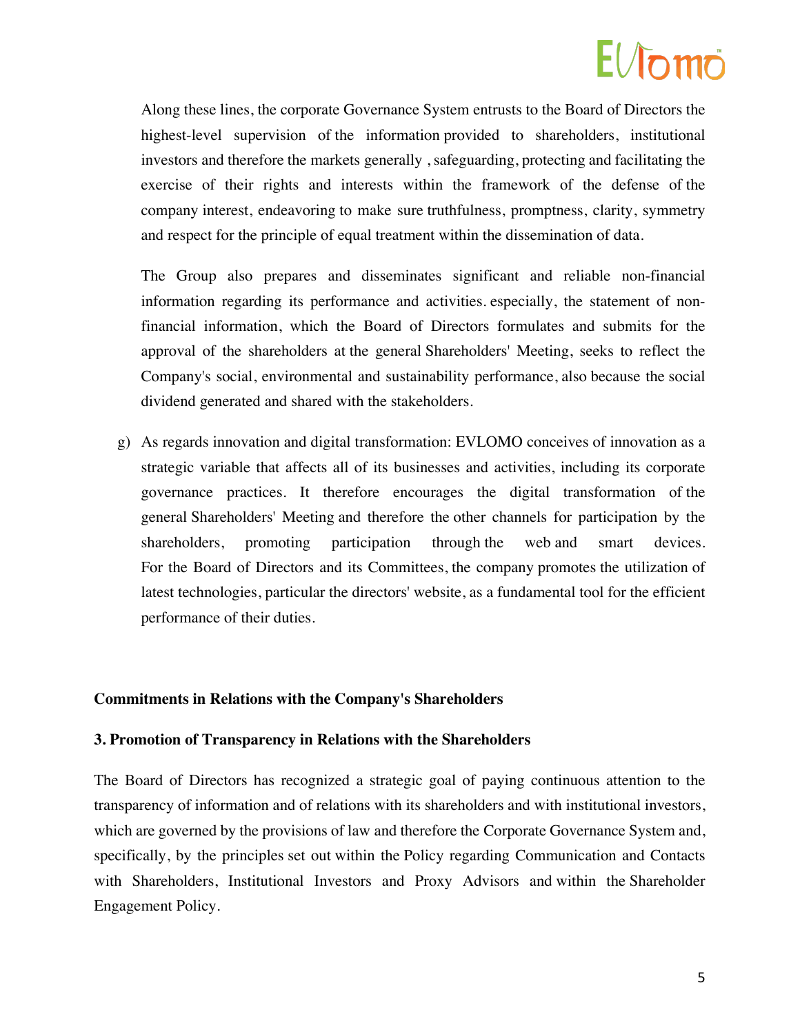Along these lines, the corporate Governance System entrusts to the Board of Directors the highest-level supervision of the information provided to shareholders, institutional investors and therefore the markets generally , safeguarding, protecting and facilitating the exercise of their rights and interests within the framework of the defense of the company interest, endeavoring to make sure truthfulness, promptness, clarity, symmetry and respect for the principle of equal treatment within the dissemination of data.

The Group also prepares and disseminates significant and reliable non-financial information regarding its performance and activities. especially, the statement of non-financial information, which the Board of Directors formulates and submits for the approval of the shareholders at the general Shareholders' Meeting, seeks to reflect the Company's social, environmental and sustainability performance, also because the social dividend generated and shared with the stakeholders.

g) As regards innovation and digital transformation: EVLOMO conceives of innovation as a strategic variable that affects all of its businesses and activities, including its corporate governance practices. It therefore encourages the digital transformation of the general Shareholders' Meeting and therefore the other channels for participation by the shareholders, promoting participation through the web and smart devices. For the Board of Directors and its Committees, the company promotes the utilization of latest technologies, particular the directors' website, as a fundamental tool for the efficient performance of their duties.

**Commitments in Relations with the Company's Shareholders**

**3. Promotion of Transparency in Relations with the Shareholders**

The Board of Directors has recognized a strategic goal of paying continuous attention to the transparency of information and of relations with its shareholders and with institutional investors, which are governed by the provisions of law and therefore the Corporate Governance System and, specifically, by the principles set out within the Policy regarding Communication and Contacts with Shareholders, Institutional Investors and Proxy Advisors and within the Shareholder Engagement Policy.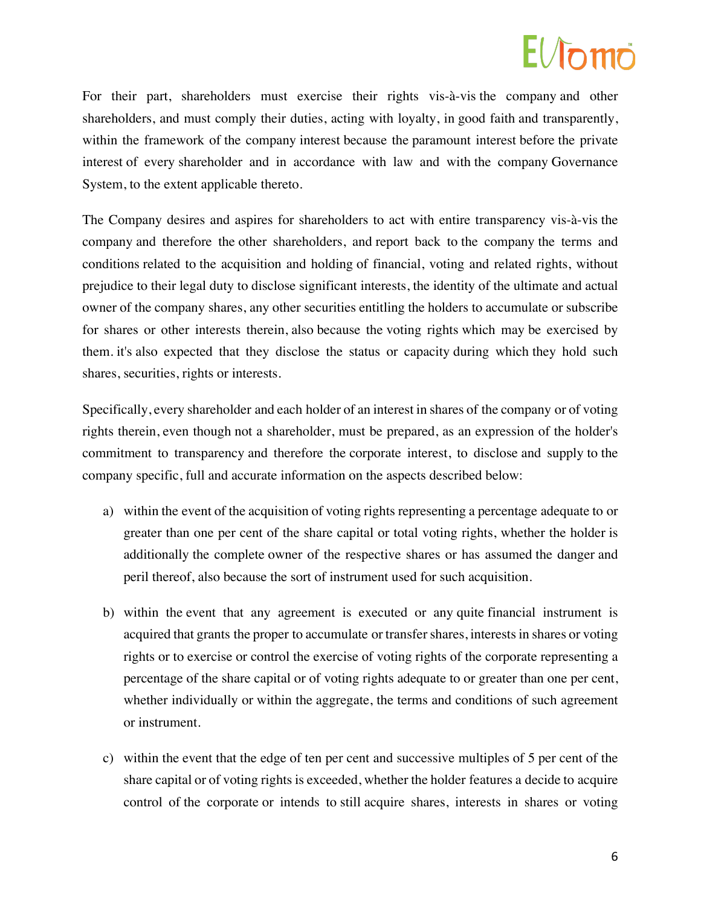For their part, shareholders must exercise their rights vis-à-vis the company and other shareholders, and must comply their duties, acting with loyalty, in good faith and transparently, within the framework of the company interest because the paramount interest before the private interest of every shareholder and in accordance with law and with the company Governance System, to the extent applicable thereto.

The Company desires and aspires for shareholders to act with entire transparency vis-à-vis the company and therefore the other shareholders, and report back to the company the terms and conditions related to the acquisition and holding of financial, voting and related rights, without prejudice to their legal duty to disclose significant interests, the identity of the ultimate and actual owner of the company shares, any other securities entitling the holders to accumulate or subscribe for shares or other interests therein, also because the voting rights which may be exercised by them. it's also expected that they disclose the status or capacity during which they hold such shares, securities, rights or interests.

Specifically, every shareholder and each holder of an interest in shares of the company or of voting rights therein, even though not a shareholder, must be prepared, as an expression of the holder's commitment to transparency and therefore the corporate interest, to disclose and supply to the company specific, full and accurate information on the aspects described below:

a) within the event of the acquisition of voting rights representing a percentage adequate to or greater than one per cent of the share capital or total voting rights, whether the holder is additionally the complete owner of the respective shares or has assumed the danger and peril thereof, also because the sort of instrument used for such acquisition.

b) within the event that any agreement is executed or any quite financial instrument is acquired that grants the proper to accumulate or transfer shares, interests in shares or voting rights or to exercise or control the exercise of voting rights of the corporate representing a percentage of the share capital or of voting rights adequate to or greater than one per cent, whether individually or within the aggregate, the terms and conditions of such agreement or instrument.

c) within the event that the edge of ten per cent and successive multiples of 5 per cent of the share capital or of voting rights is exceeded, whether the holder features a decide to acquire control of the corporate or intends to still acquire shares, interests in shares or voting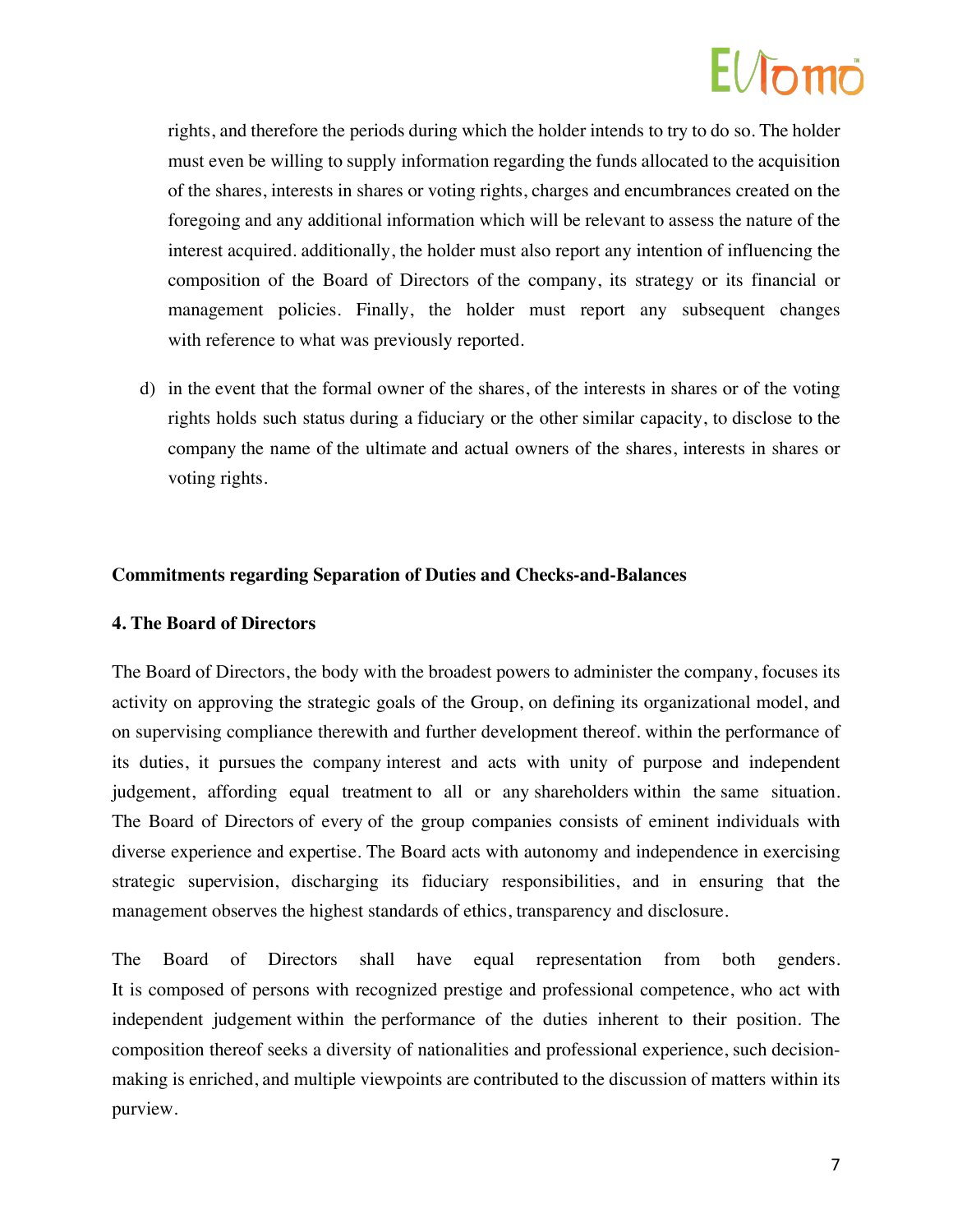rights, and therefore the periods during which the holder intends to try to do so. The holder must even be willing to supply information regarding the funds allocated to the acquisition of the shares, interests in shares or voting rights, charges and encumbrances created on the foregoing and any additional information which will be relevant to assess the nature of the interest acquired. additionally, the holder must also report any intention of influencing the composition of the Board of Directors of the company, its strategy or its financial or management policies. Finally, the holder must report any subsequent changes with reference to what was previously reported.

d) in the event that the formal owner of the shares, of the interests in shares or of the voting rights holds such status during a fiduciary or the other similar capacity, to disclose to the company the name of the ultimate and actual owners of the shares, interests in shares or voting rights.

**Commitments regarding Separation of Duties and Checks-and-Balances**

**4. The Board of Directors**

The Board of Directors, the body with the broadest powers to administer the company, focuses its activity on approving the strategic goals of the Group, on defining its organizational model, and on supervising compliance therewith and further development thereof. within the performance of its duties, it pursues the company interest and acts with unity of purpose and independent judgement, affording equal treatment to all or any shareholders within the same situation. The Board of Directors of every of the group companies consists of eminent individuals with diverse experience and expertise. The Board acts with autonomy and independence in exercising strategic supervision, discharging its fiduciary responsibilities, and in ensuring that the management observes the highest standards of ethics, transparency and disclosure.

The Board of Directors shall have equal representation from both genders. It is composed of persons with recognized prestige and professional competence, who act with independent judgement within the performance of the duties inherent to their position. The composition thereof seeks a diversity of nationalities and professional experience, such decision-making is enriched, and multiple viewpoints are contributed to the discussion of matters within its purview.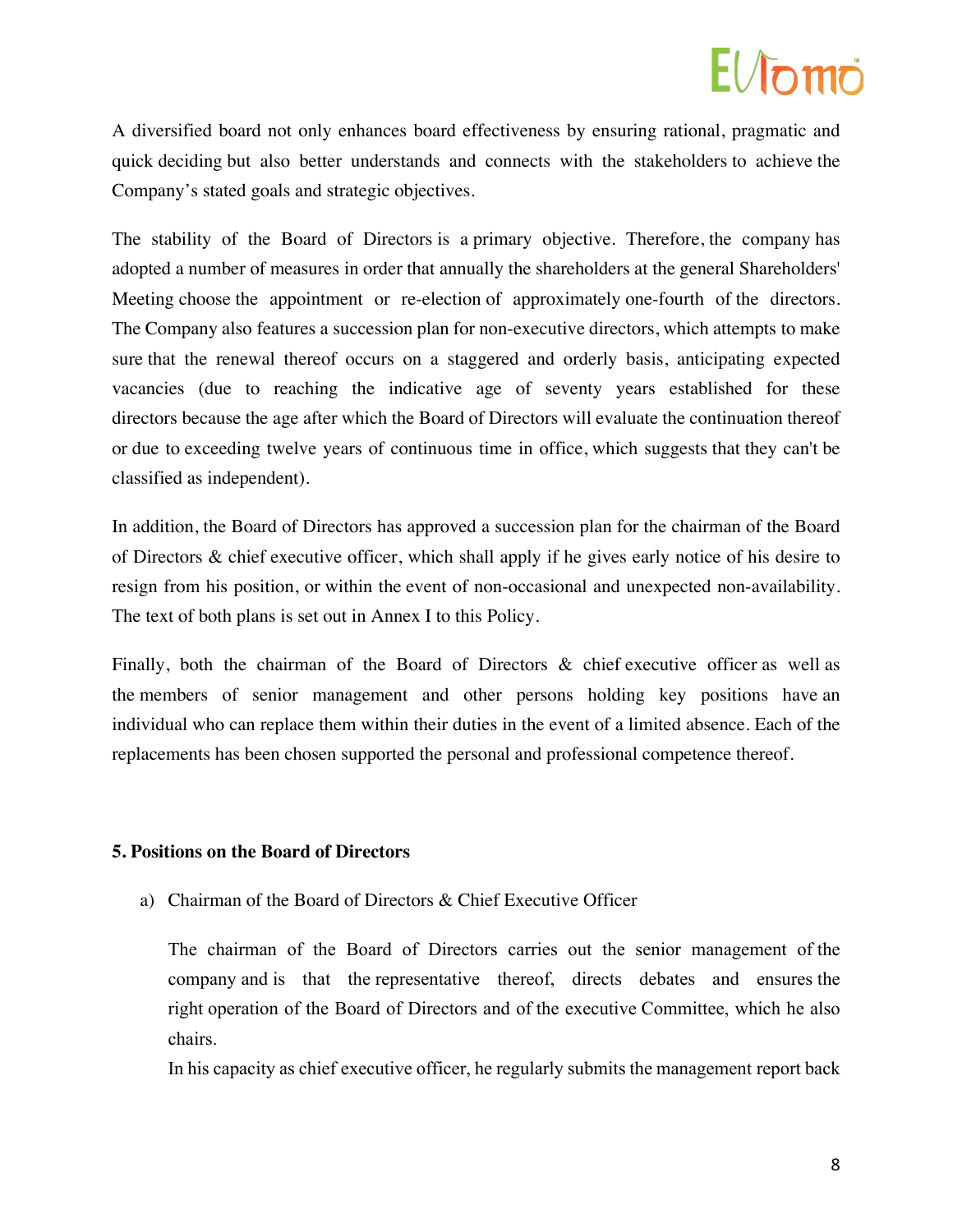A diversified board not only enhances board effectiveness by ensuring rational, pragmatic and quick deciding but also better understands and connects with the stakeholders to achieve the Company's stated goals and strategic objectives.

The stability of the Board of Directors is a primary objective. Therefore, the company has adopted a number of measures in order that annually the shareholders at the general Shareholders' Meeting choose the appointment or re-election of approximately one-fourth of the directors. The Company also features a succession plan for non-executive directors, which attempts to make sure that the renewal thereof occurs on a staggered and orderly basis, anticipating expected vacancies (due to reaching the indicative age of seventy years established for these directors because the age after which the Board of Directors will evaluate the continuation thereof or due to exceeding twelve years of continuous time in office, which suggests that they can't be classified as independent).

In addition, the Board of Directors has approved a succession plan for the chairman of the Board of Directors & chief executive officer, which shall apply if he gives early notice of his desire to resign from his position, or within the event of non-occasional and unexpected non-availability. The text of both plans is set out in Annex I to this Policy.

Finally, both the chairman of the Board of Directors & chief executive officer as well as the members of senior management and other persons holding key positions have an individual who can replace them within their duties in the event of a limited absence. Each of the replacements has been chosen supported the personal and professional competence thereof.

### 5. Positions on the Board of Directors

a) Chairman of the Board of Directors & Chief Executive Officer

The chairman of the Board of Directors carries out the senior management of the company and is that the representative thereof, directs debates and ensures the right operation of the Board of Directors and of the executive Committee, which he also chairs.

In his capacity as chief executive officer, he regularly submits the management report back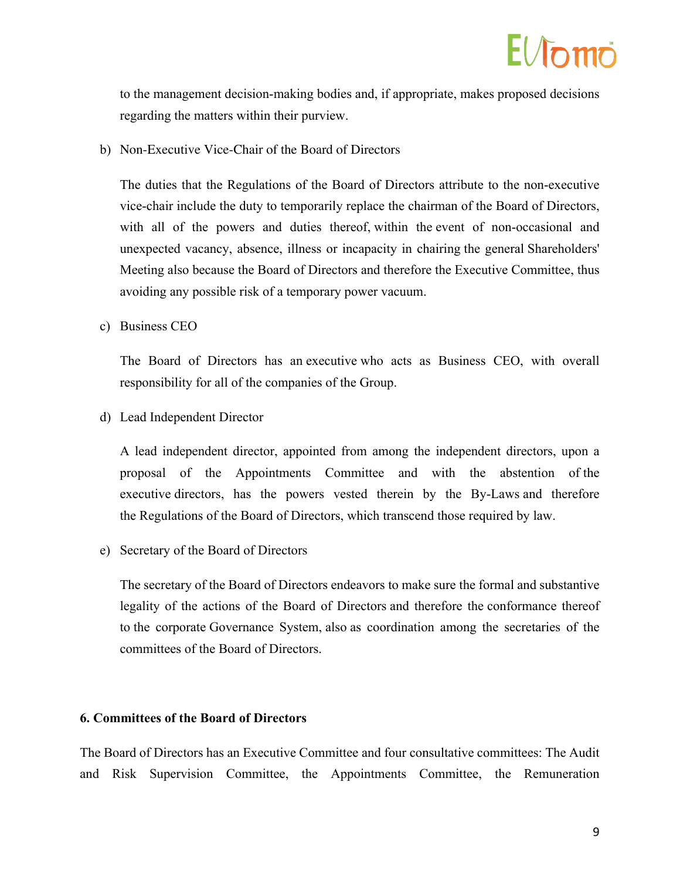to the management decision-making bodies and, if appropriate, makes proposed decisions regarding the matters within their purview.

b) Non-Executive Vice-Chair of the Board of Directors

The duties that the Regulations of the Board of Directors attribute to the non-executive vice-chair include the duty to temporarily replace the chairman of the Board of Directors, with all of the powers and duties thereof, within the event of non-occasional and unexpected vacancy, absence, illness or incapacity in chairing the general Shareholders' Meeting also because the Board of Directors and therefore the Executive Committee, thus avoiding any possible risk of a temporary power vacuum.

c) Business CEO

The Board of Directors has an executive who acts as Business CEO, with overall responsibility for all of the companies of the Group.

d) Lead Independent Director

A lead independent director, appointed from among the independent directors, upon a proposal of the Appointments Committee and with the abstention of the executive directors, has the powers vested therein by the By-Laws and therefore the Regulations of the Board of Directors, which transcend those required by law.

e) Secretary of the Board of Directors

The secretary of the Board of Directors endeavors to make sure the formal and substantive legality of the actions of the Board of Directors and therefore the conformance thereof to the corporate Governance System, also as coordination among the secretaries of the committees of the Board of Directors.

**6. Committees of the Board of Directors**

The Board of Directors has an Executive Committee and four consultative committees: The Audit and Risk Supervision Committee, the Appointments Committee, the Remuneration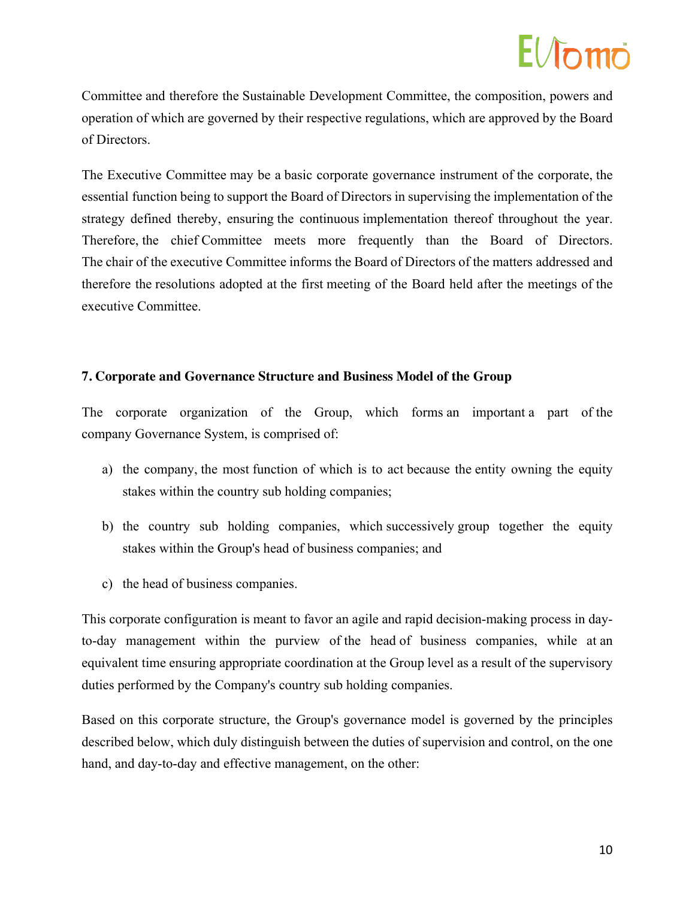Committee and therefore the Sustainable Development Committee, the composition, powers and operation of which are governed by their respective regulations, which are approved by the Board of Directors.

The Executive Committee may be a basic corporate governance instrument of the corporate, the essential function being to support the Board of Directors in supervising the implementation of the strategy defined thereby, ensuring the continuous implementation thereof throughout the year. Therefore, the chief Committee meets more frequently than the Board of Directors. The chair of the executive Committee informs the Board of Directors of the matters addressed and therefore the resolutions adopted at the first meeting of the Board held after the meetings of the executive Committee.

**7. Corporate and Governance Structure and Business Model of the Group**

The corporate organization of the Group, which forms an important a part of the company Governance System, is comprised of:

a) the company, the most function of which is to act because the entity owning the equity stakes within the country sub holding companies;

b) the country sub holding companies, which successively group together the equity stakes within the Group's head of business companies; and

c) the head of business companies.

This corporate configuration is meant to favor an agile and rapid decision-making process in day-to-day management within the purview of the head of business companies, while at an equivalent time ensuring appropriate coordination at the Group level as a result of the supervisory duties performed by the Company's country sub holding companies.

Based on this corporate structure, the Group's governance model is governed by the principles described below, which duly distinguish between the duties of supervision and control, on the one hand, and day-to-day and effective management, on the other: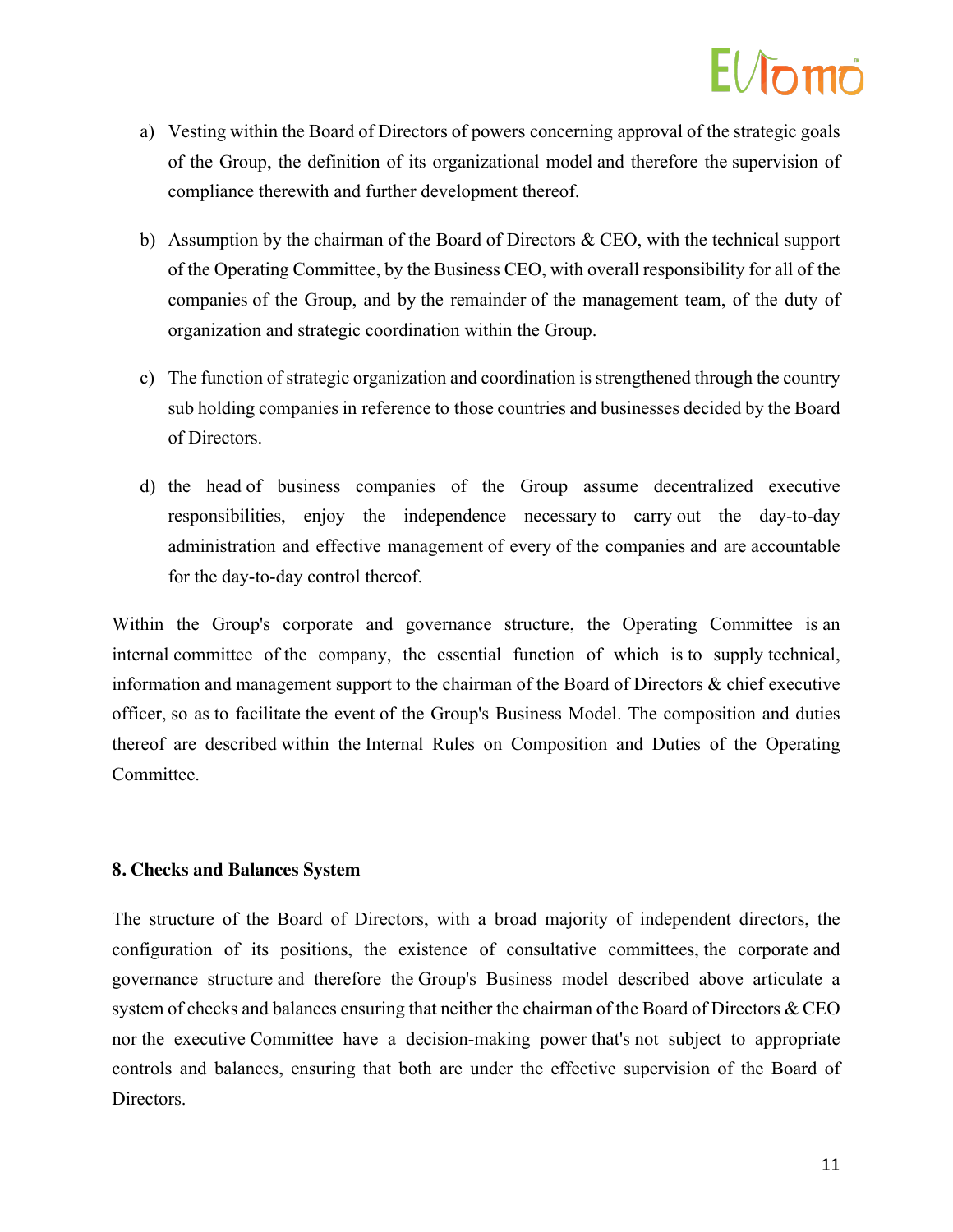a) Vesting within the Board of Directors of powers concerning approval of the strategic goals of the Group, the definition of its organizational model and therefore the supervision of compliance therewith and further development thereof.

b) Assumption by the chairman of the Board of Directors & CEO, with the technical support of the Operating Committee, by the Business CEO, with overall responsibility for all of the companies of the Group, and by the remainder of the management team, of the duty of organization and strategic coordination within the Group.

c) The function of strategic organization and coordination is strengthened through the country sub holding companies in reference to those countries and businesses decided by the Board of Directors.

d) the head of business companies of the Group assume decentralized executive responsibilities, enjoy the independence necessary to carry out the day-to-day administration and effective management of every of the companies and are accountable for the day-to-day control thereof.

Within the Group's corporate and governance structure, the Operating Committee is an internal committee of the company, the essential function of which is to supply technical, information and management support to the chairman of the Board of Directors & chief executive officer, so as to facilitate the event of the Group's Business Model. The composition and duties thereof are described within the Internal Rules on Composition and Duties of the Operating Committee.

**8. Checks and Balances System**

The structure of the Board of Directors, with a broad majority of independent directors, the configuration of its positions, the existence of consultative committees, the corporate and governance structure and therefore the Group's Business model described above articulate a system of checks and balances ensuring that neither the chairman of the Board of Directors & CEO nor the executive Committee have a decision-making power that's not subject to appropriate controls and balances, ensuring that both are under the effective supervision of the Board of Directors.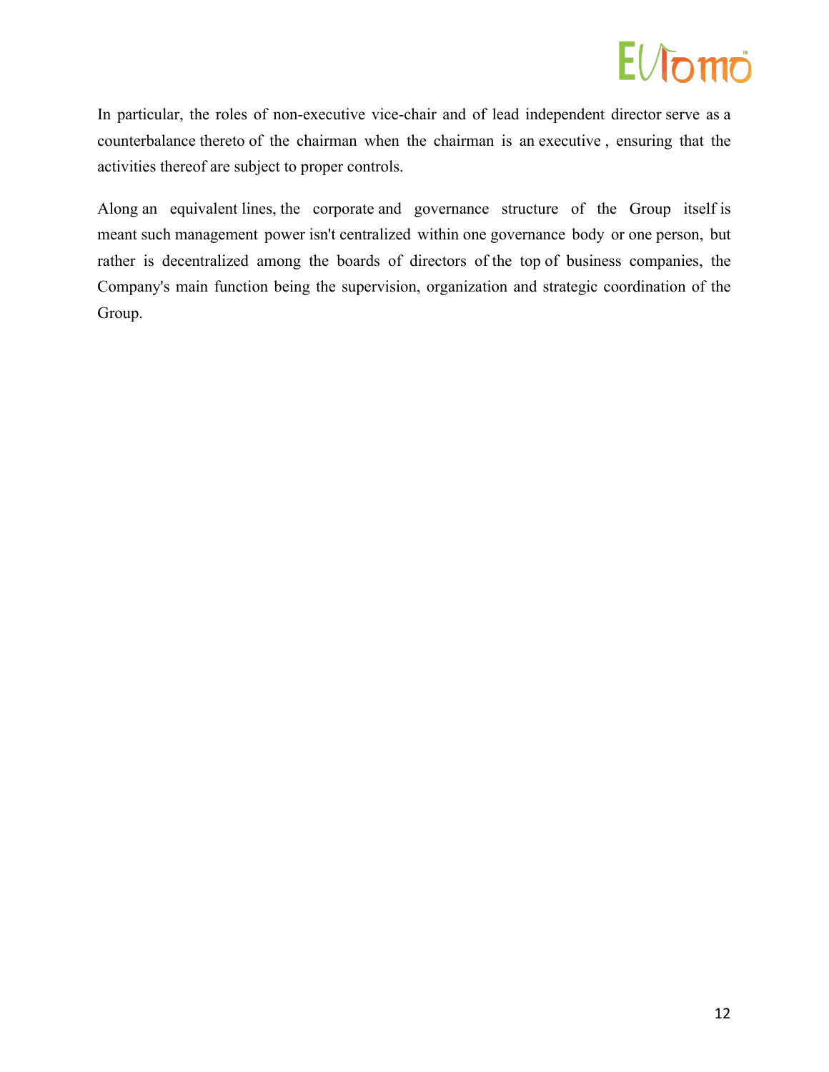In particular, the roles of non-executive vice-chair and of lead independent director serve as a counterbalance thereto of the chairman when the chairman is an executive , ensuring that the activities thereof are subject to proper controls.

Along an equivalent lines, the corporate and governance structure of the Group itself is meant such management power isn't centralized within one governance body or one person, but rather is decentralized among the boards of directors of the top of business companies, the Company's main function being the supervision, organization and strategic coordination of the Group.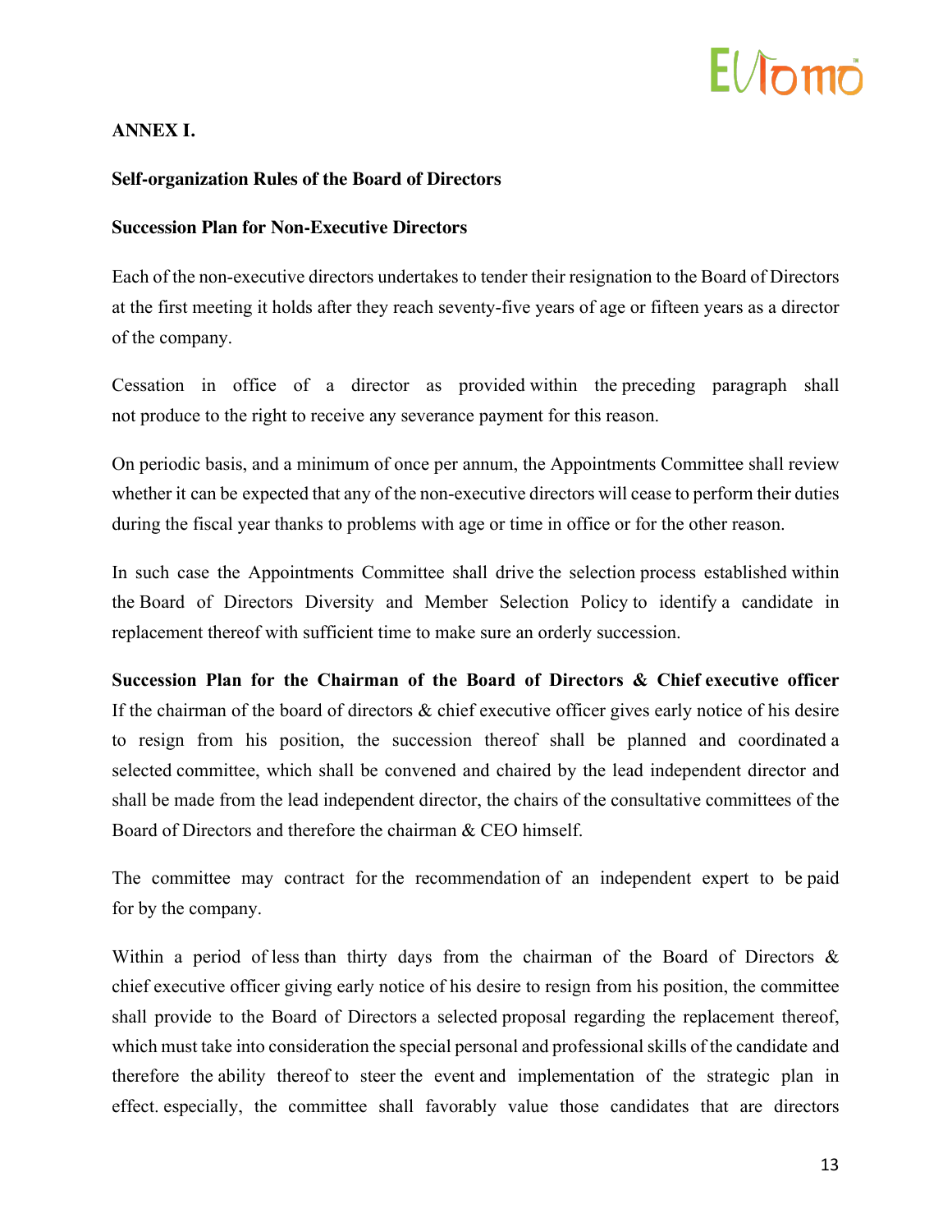**ANNEX I.**

**Self-organization Rules of the Board of Directors**

**Succession Plan for Non-Executive Directors**

Each of the non-executive directors undertakes to tender their resignation to the Board of Directors at the first meeting it holds after they reach seventy-five years of age or fifteen years as a director of the company.

Cessation in office of a director as provided within the preceding paragraph shall not produce to the right to receive any severance payment for this reason.

On periodic basis, and a minimum of once per annum, the Appointments Committee shall review whether it can be expected that any of the non-executive directors will cease to perform their duties during the fiscal year thanks to problems with age or time in office or for the other reason.

In such case the Appointments Committee shall drive the selection process established within the Board of Directors Diversity and Member Selection Policy to identify a candidate in replacement thereof with sufficient time to make sure an orderly succession.

**Succession Plan for the Chairman of the Board of Directors & Chief executive officer**
If the chairman of the board of directors & chief executive officer gives early notice of his desire to resign from his position, the succession thereof shall be planned and coordinated a selected committee, which shall be convened and chaired by the lead independent director and shall be made from the lead independent director, the chairs of the consultative committees of the Board of Directors and therefore the chairman & CEO himself.

The committee may contract for the recommendation of an independent expert to be paid for by the company.

Within a period of less than thirty days from the chairman of the Board of Directors & chief executive officer giving early notice of his desire to resign from his position, the committee shall provide to the Board of Directors a selected proposal regarding the replacement thereof, which must take into consideration the special personal and professional skills of the candidate and therefore the ability thereof to steer the event and implementation of the strategic plan in effect. especially, the committee shall favorably value those candidates that are directors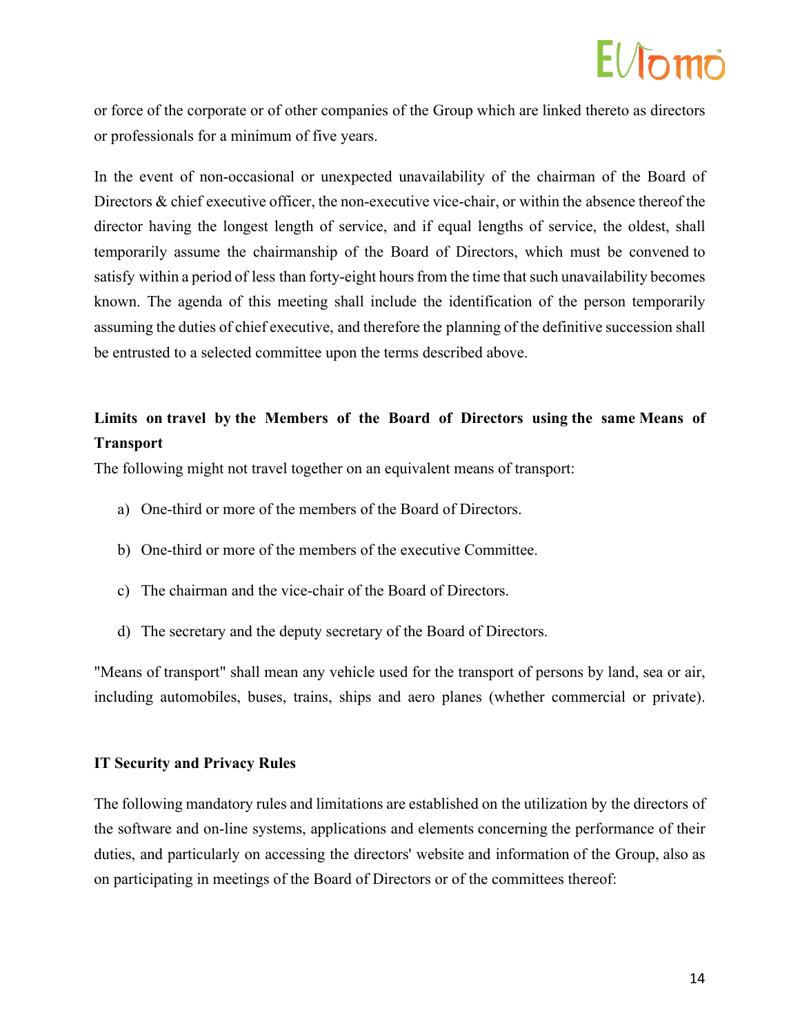or force of the corporate or of other companies of the Group which are linked thereto as directors or professionals for a minimum of five years.

In the event of non-occasional or unexpected unavailability of the chairman of the Board of Directors & chief executive officer, the non-executive vice-chair, or within the absence thereof the director having the longest length of service, and if equal lengths of service, the oldest, shall temporarily assume the chairmanship of the Board of Directors, which must be convened to satisfy within a period of less than forty-eight hours from the time that such unavailability becomes known. The agenda of this meeting shall include the identification of the person temporarily assuming the duties of chief executive, and therefore the planning of the definitive succession shall be entrusted to a selected committee upon the terms described above.

**Limits on travel by the Members of the Board of Directors using the same Means of Transport**

The following might not travel together on an equivalent means of transport:

a) One-third or more of the members of the Board of Directors.

b) One-third or more of the members of the executive Committee.

c) The chairman and the vice-chair of the Board of Directors.

d) The secretary and the deputy secretary of the Board of Directors.

"Means of transport" shall mean any vehicle used for the transport of persons by land, sea or air, including automobiles, buses, trains, ships and aero planes (whether commercial or private).

**IT Security and Privacy Rules**

The following mandatory rules and limitations are established on the utilization by the directors of the software and on-line systems, applications and elements concerning the performance of their duties, and particularly on accessing the directors' website and information of the Group, also as on participating in meetings of the Board of Directors or of the committees thereof: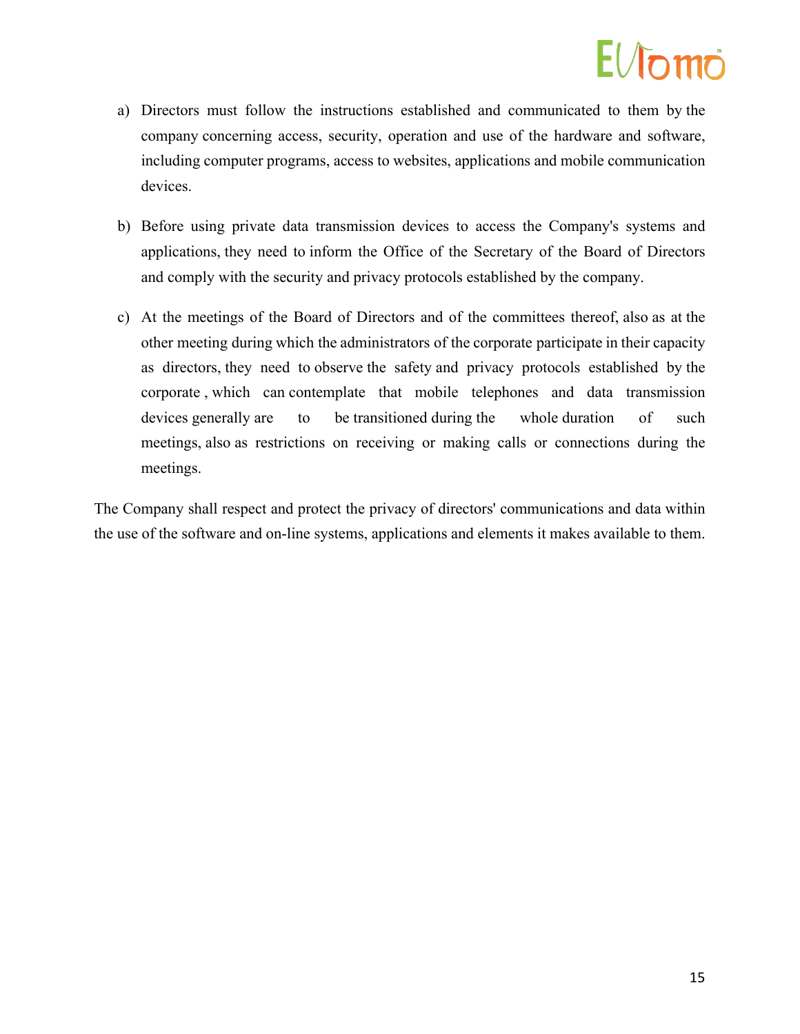a) Directors must follow the instructions established and communicated to them by the company concerning access, security, operation and use of the hardware and software, including computer programs, access to websites, applications and mobile communication devices.

b) Before using private data transmission devices to access the Company's systems and applications, they need to inform the Office of the Secretary of the Board of Directors and comply with the security and privacy protocols established by the company.

c) At the meetings of the Board of Directors and of the committees thereof, also as at the other meeting during which the administrators of the corporate participate in their capacity as directors, they need to observe the safety and privacy protocols established by the corporate , which can contemplate that mobile telephones and data transmission devices generally are to be transitioned during the whole duration of such meetings, also as restrictions on receiving or making calls or connections during the meetings.

The Company shall respect and protect the privacy of directors' communications and data within the use of the software and on-line systems, applications and elements it makes available to them.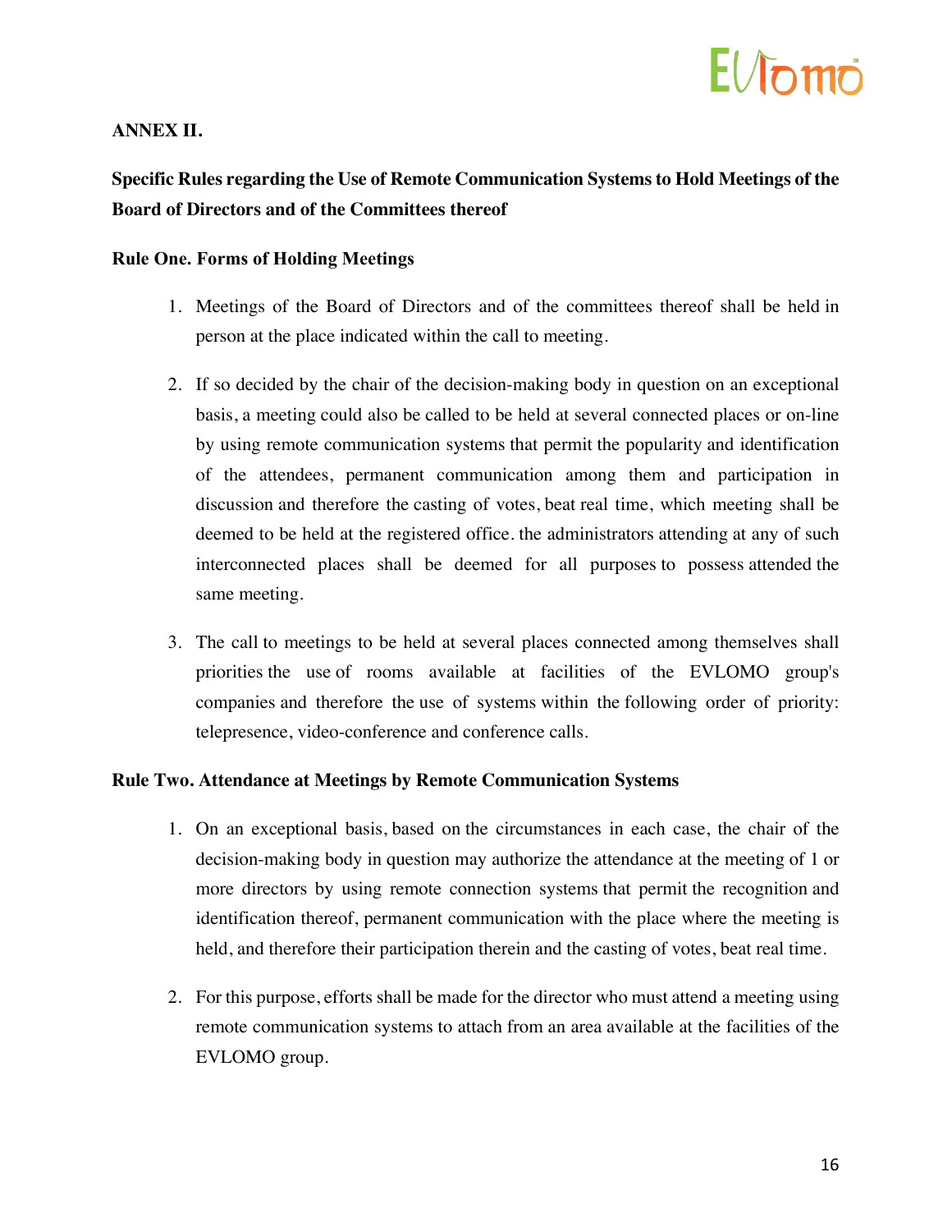**ANNEX II.**

**Specific Rules regarding the Use of Remote Communication Systems to Hold Meetings of the Board of Directors and of the Committees thereof**

**Rule One. Forms of Holding Meetings**

1. Meetings of the Board of Directors and of the committees thereof shall be held in person at the place indicated within the call to meeting.

2. If so decided by the chair of the decision-making body in question on an exceptional basis, a meeting could also be called to be held at several connected places or on-line by using remote communication systems that permit the popularity and identification of the attendees, permanent communication among them and participation in discussion and therefore the casting of votes, beat real time, which meeting shall be deemed to be held at the registered office. the administrators attending at any of such interconnected places shall be deemed for all purposes to possess attended the same meeting.

3. The call to meetings to be held at several places connected among themselves shall priorities the use of rooms available at facilities of the EVLOMO group's companies and therefore the use of systems within the following order of priority: telepresence, video-conference and conference calls.

**Rule Two. Attendance at Meetings by Remote Communication Systems**

1. On an exceptional basis, based on the circumstances in each case, the chair of the decision-making body in question may authorize the attendance at the meeting of 1 or more directors by using remote connection systems that permit the recognition and identification thereof, permanent communication with the place where the meeting is held, and therefore their participation therein and the casting of votes, beat real time.

2. For this purpose, efforts shall be made for the director who must attend a meeting using remote communication systems to attach from an area available at the facilities of the EVLOMO group.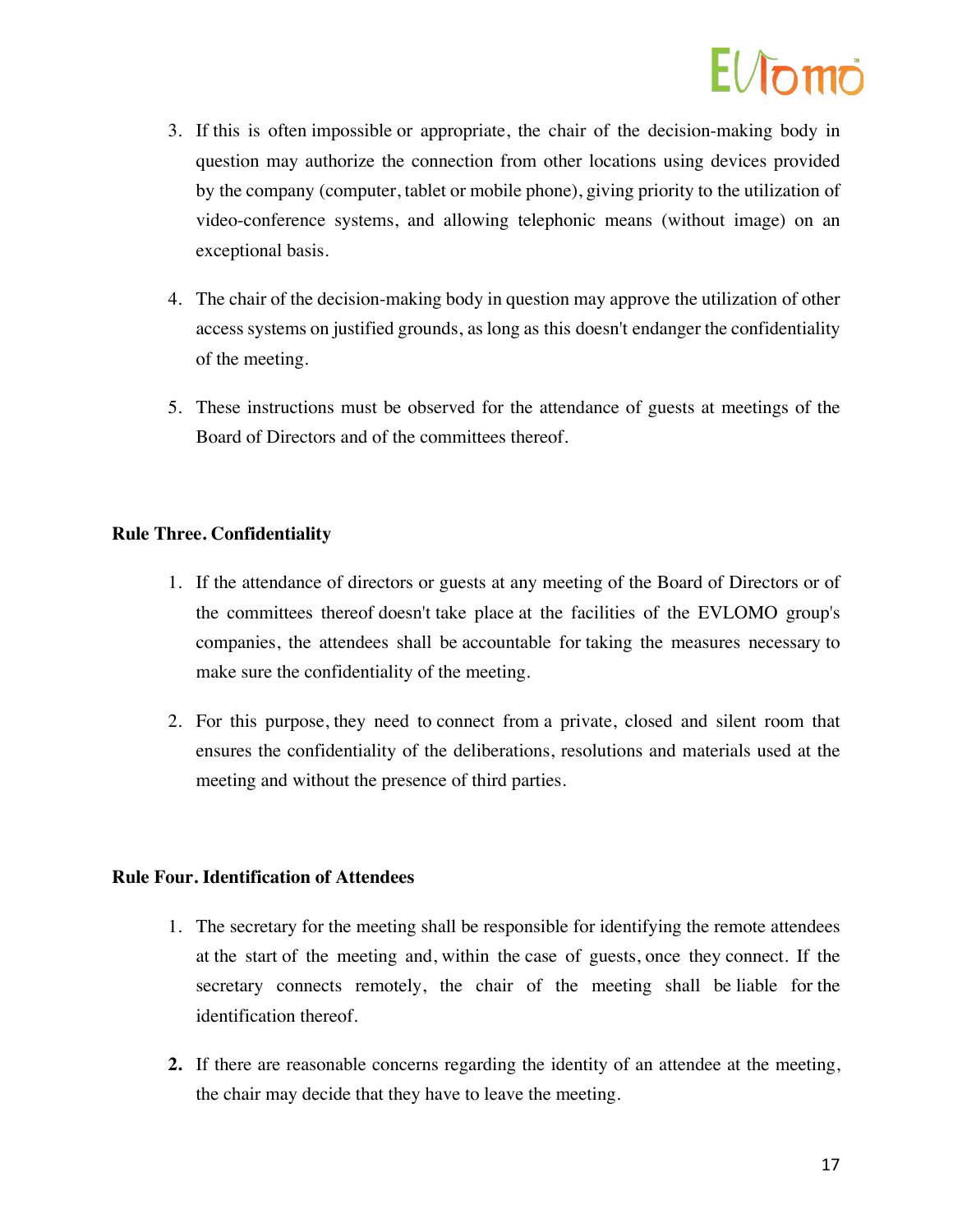3. If this is often impossible or appropriate, the chair of the decision-making body in question may authorize the connection from other locations using devices provided by the company (computer, tablet or mobile phone), giving priority to the utilization of video-conference systems, and allowing telephonic means (without image) on an exceptional basis.

4. The chair of the decision-making body in question may approve the utilization of other access systems on justified grounds, as long as this doesn't endanger the confidentiality of the meeting.

5. These instructions must be observed for the attendance of guests at meetings of the Board of Directors and of the committees thereof.

**Rule Three. Confidentiality**

1. If the attendance of directors or guests at any meeting of the Board of Directors or of the committees thereof doesn't take place at the facilities of the EVLOMO group's companies, the attendees shall be accountable for taking the measures necessary to make sure the confidentiality of the meeting.

2. For this purpose, they need to connect from a private, closed and silent room that ensures the confidentiality of the deliberations, resolutions and materials used at the meeting and without the presence of third parties.

**Rule Four. Identification of Attendees**

1. The secretary for the meeting shall be responsible for identifying the remote attendees at the start of the meeting and, within the case of guests, once they connect. If the secretary connects remotely, the chair of the meeting shall be liable for the identification thereof.

2. If there are reasonable concerns regarding the identity of an attendee at the meeting, the chair may decide that they have to leave the meeting.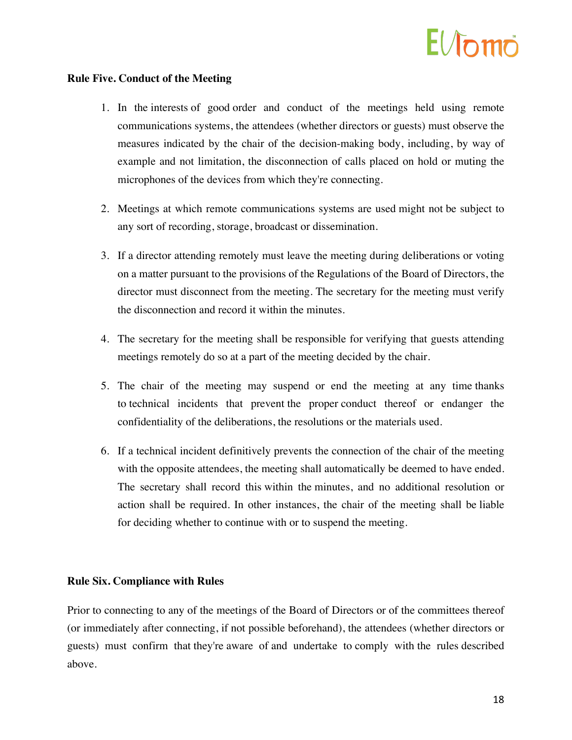**Rule Five. Conduct of the Meeting**

1. In the interests of good order and conduct of the meetings held using remote communications systems, the attendees (whether directors or guests) must observe the measures indicated by the chair of the decision-making body, including, by way of example and not limitation, the disconnection of calls placed on hold or muting the microphones of the devices from which they're connecting.

2. Meetings at which remote communications systems are used might not be subject to any sort of recording, storage, broadcast or dissemination.

3. If a director attending remotely must leave the meeting during deliberations or voting on a matter pursuant to the provisions of the Regulations of the Board of Directors, the director must disconnect from the meeting. The secretary for the meeting must verify the disconnection and record it within the minutes.

4. The secretary for the meeting shall be responsible for verifying that guests attending meetings remotely do so at a part of the meeting decided by the chair.

5. The chair of the meeting may suspend or end the meeting at any time thanks to technical incidents that prevent the proper conduct thereof or endanger the confidentiality of the deliberations, the resolutions or the materials used.

6. If a technical incident definitively prevents the connection of the chair of the meeting with the opposite attendees, the meeting shall automatically be deemed to have ended. The secretary shall record this within the minutes, and no additional resolution or action shall be required. In other instances, the chair of the meeting shall be liable for deciding whether to continue with or to suspend the meeting.

**Rule Six. Compliance with Rules**

Prior to connecting to any of the meetings of the Board of Directors or of the committees thereof (or immediately after connecting, if not possible beforehand), the attendees (whether directors or guests) must confirm that they're aware of and undertake to comply with the rules described above.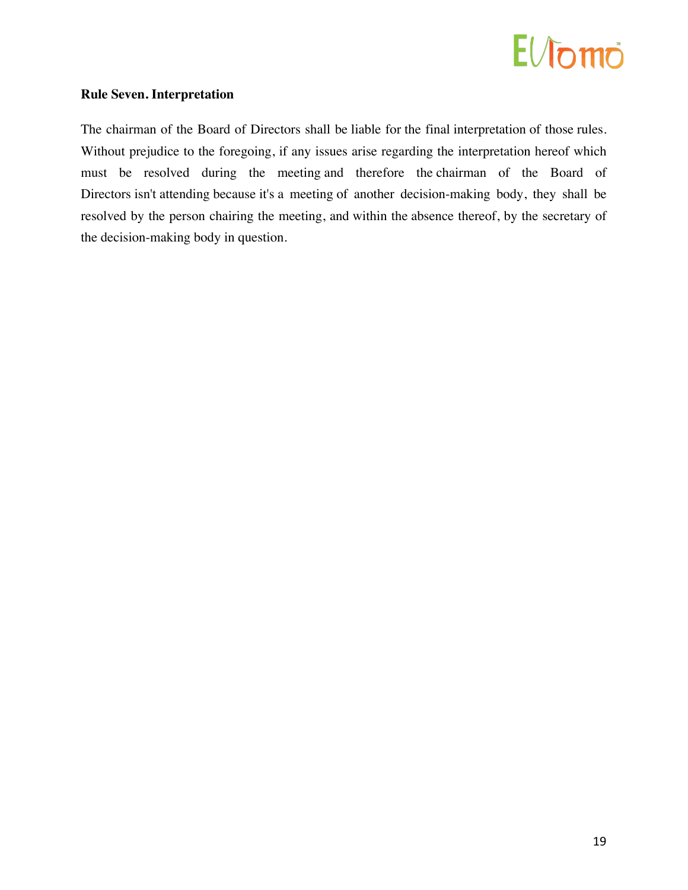**Rule Seven. Interpretation**

The chairman of the Board of Directors shall be liable for the final interpretation of those rules. Without prejudice to the foregoing, if any issues arise regarding the interpretation hereof which must be resolved during the meeting and therefore the chairman of the Board of Directors isn't attending because it's a meeting of another decision-making body, they shall be resolved by the person chairing the meeting, and within the absence thereof, by the secretary of the decision-making body in question.